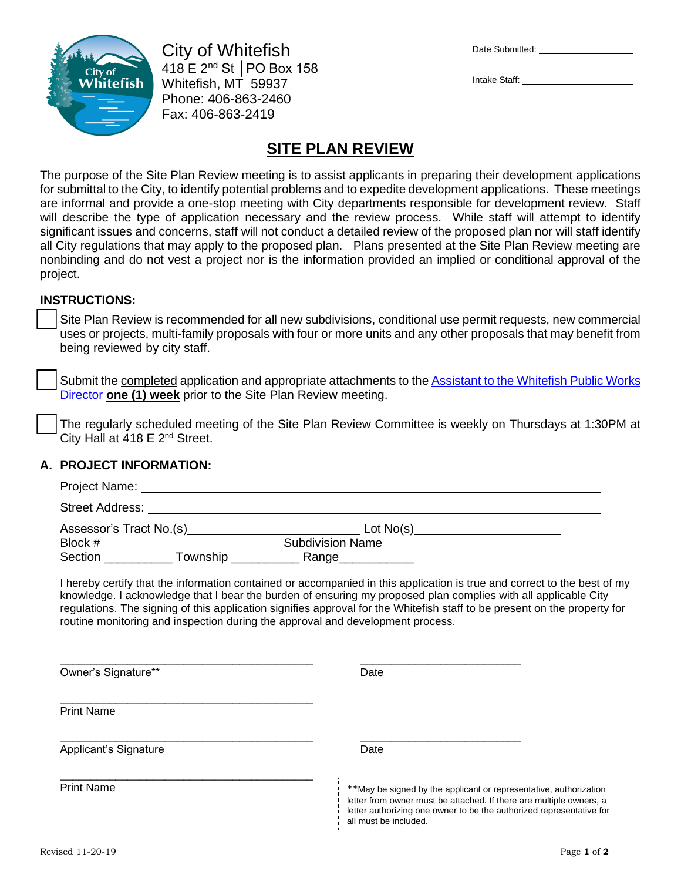City of Whitefish
418 E 2nd St │PO Box 158
Whitefish, MT 59937
Phone: 406-863-2460
Fax: 406-863-2419

Date Submitted: ____________________

Intake Staff: ____________________

# SITE PLAN REVIEW

The purpose of the Site Plan Review meeting is to assist applicants in preparing their development applications for submittal to the City, to identify potential problems and to expedite development applications. These meetings are informal and provide a one-stop meeting with City departments responsible for development review. Staff will describe the type of application necessary and the review process. While staff will attempt to identify significant issues and concerns, staff will not conduct a detailed review of the proposed plan nor will staff identify all City regulations that may apply to the proposed plan. Plans presented at the Site Plan Review meeting are nonbinding and do not vest a project nor is the information provided an implied or conditional approval of the project.

## INSTRUCTIONS:

- [ ] Site Plan Review is recommended for all new subdivisions, conditional use permit requests, new commercial uses or projects, multi-family proposals with four or more units and any other proposals that may benefit from being reviewed by city staff.

- [ ] Submit the completed application and appropriate attachments to the Assistant to the Whitefish Public Works Director **one (1) week** prior to the Site Plan Review meeting.

- [ ] The regularly scheduled meeting of the Site Plan Review Committee is weekly on Thursdays at 1:30PM at City Hall at 418 E 2nd Street.

## A. PROJECT INFORMATION:

Project Name: ____________________________________________

Street Address: ____________________________________________

Assessor's Tract No.(s) ____________________ Lot No(s) ____________________
Block # ____________________ Subdivision Name ____________________
Section __________ Township __________ Range __________

I hereby certify that the information contained or accompanied in this application is true and correct to the best of my knowledge. I acknowledge that I bear the burden of ensuring my proposed plan complies with all applicable City regulations. The signing of this application signifies approval for the Whitefish staff to be present on the property for routine monitoring and inspection during the approval and development process.

________________________________________ ________________________
Owner's Signature** Date

________________________________________
Print Name

________________________________________ ________________________
Applicant's Signature Date

________________________________________
Print Name

**May be signed by the applicant or representative, authorization letter from owner must be attached. If there are multiple owners, a letter authorizing one owner to be the authorized representative for all must be included.

Revised 11-20-19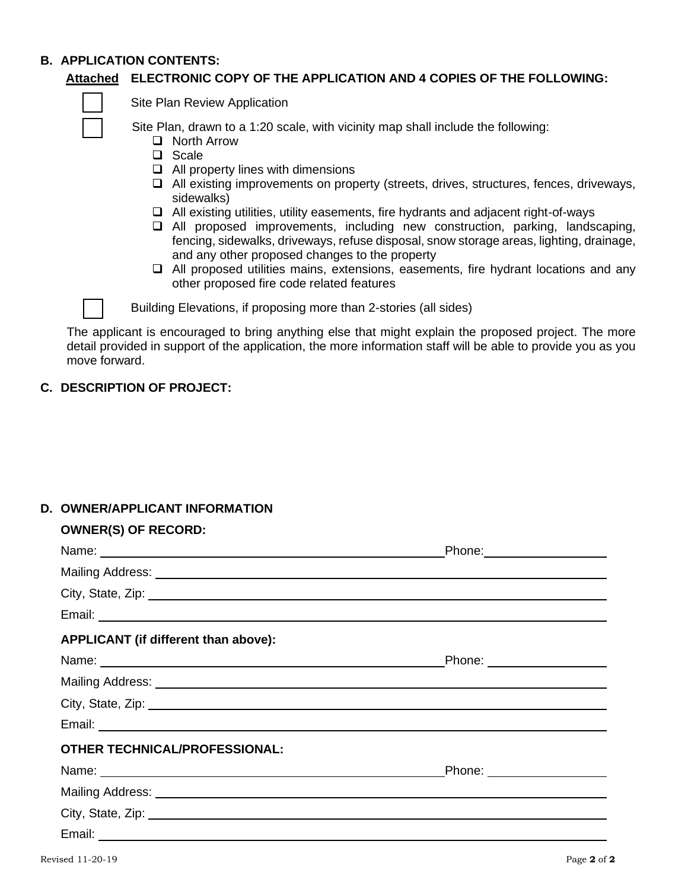## B. APPLICATION CONTENTS:

**Attached** **ELECTRONIC COPY OF THE APPLICATION AND 4 COPIES OF THE FOLLOWING:**

- [ ] Site Plan Review Application
- [ ] Site Plan, drawn to a 1:20 scale, with vicinity map shall include the following:
  - [ ] North Arrow
  - [ ] Scale
  - [ ] All property lines with dimensions
  - [ ] All existing improvements on property (streets, drives, structures, fences, driveways, sidewalks)
  - [ ] All existing utilities, utility easements, fire hydrants and adjacent right-of-ways
  - [ ] All proposed improvements, including new construction, parking, landscaping, fencing, sidewalks, driveways, refuse disposal, snow storage areas, lighting, drainage, and any other proposed changes to the property
  - [ ] All proposed utilities mains, extensions, easements, fire hydrant locations and any other proposed fire code related features
- [ ] Building Elevations, if proposing more than 2-stories (all sides)

The applicant is encouraged to bring anything else that might explain the proposed project. The more detail provided in support of the application, the more information staff will be able to provide you as you move forward.

## C. DESCRIPTION OF PROJECT:

## D. OWNER/APPLICANT INFORMATION

**OWNER(S) OF RECORD:**

Name: ______________________________ Phone: ______________

Mailing Address: ______________________________

City, State, Zip: ______________________________

Email: ______________________________

**APPLICANT (if different than above):**

Name: ______________________________ Phone: ______________

Mailing Address: ______________________________

City, State, Zip: ______________________________

Email: ______________________________

**OTHER TECHNICAL/PROFESSIONAL:**

Name: ______________________________ Phone: ______________

Mailing Address: ______________________________

City, State, Zip: ______________________________

Email: ______________________________

Revised 11-20-19